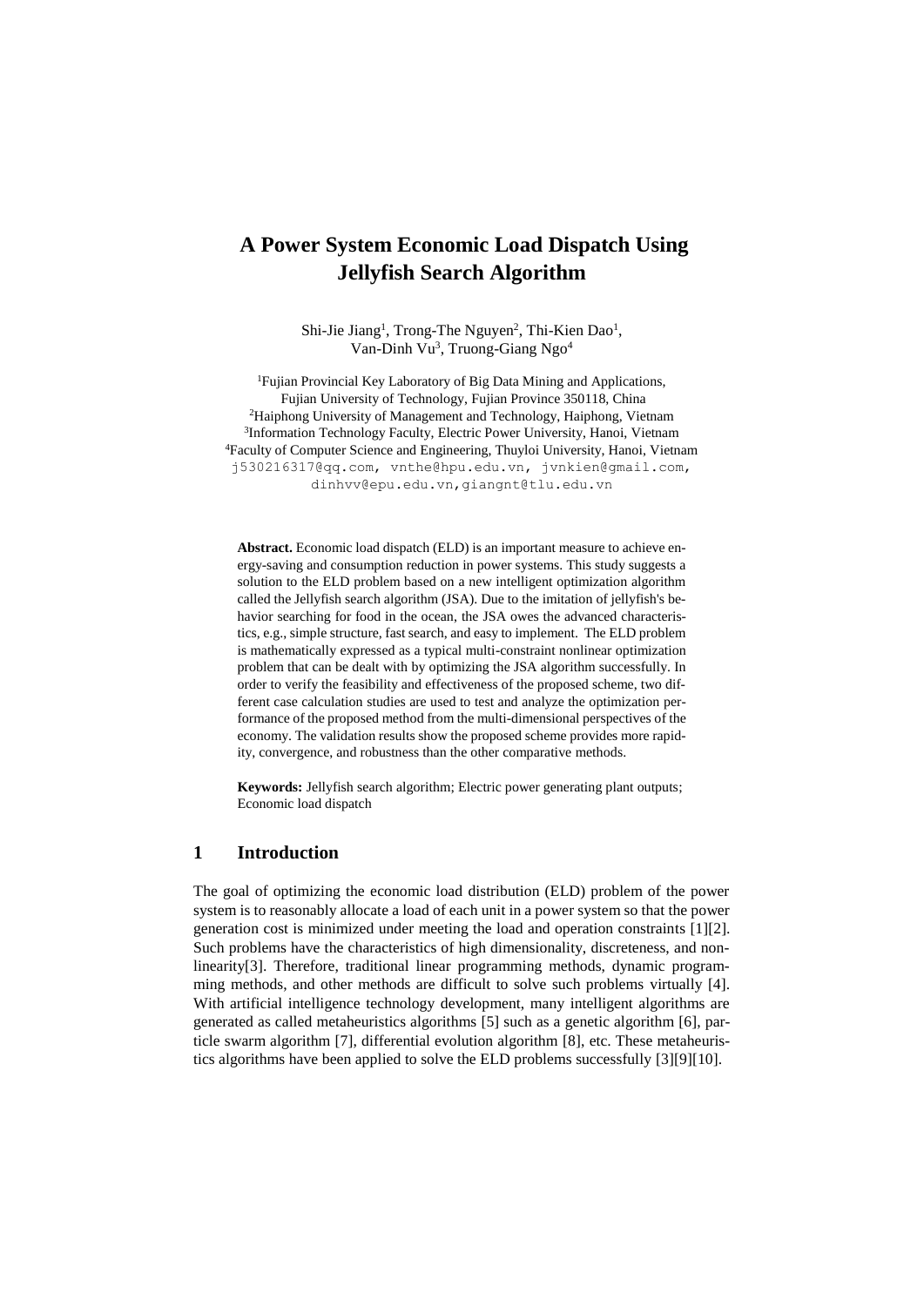# A Power System Economic Load Dispatch Using Jellyfish Search Algorithm

Shi-Jie Jiang[1], Trong-The Nguyen[2], Thi-Kien Dao[1], Van-Dinh Vu[3], Truong-Giang Ngo[4]

[1]Fujian Provincial Key Laboratory of Big Data Mining and Applications, Fujian University of Technology, Fujian Province 350118, China
[2]Haiphong University of Management and Technology, Haiphong, Vietnam
[3]Information Technology Faculty, Electric Power University, Hanoi, Vietnam
[4]Faculty of Computer Science and Engineering, Thuyloi University, Hanoi, Vietnam
j530216317@qq.com, vnthe@hpu.edu.vn, jvnkien@gmail.com, dinhvv@epu.edu.vn,giangnt@tlu.edu.vn

**Abstract.** Economic load dispatch (ELD) is an important measure to achieve energy-saving and consumption reduction in power systems. This study suggests a solution to the ELD problem based on a new intelligent optimization algorithm called the Jellyfish search algorithm (JSA). Due to the imitation of jellyfish's behavior searching for food in the ocean, the JSA owes the advanced characteristics, e.g., simple structure, fast search, and easy to implement. The ELD problem is mathematically expressed as a typical multi-constraint nonlinear optimization problem that can be dealt with by optimizing the JSA algorithm successfully. In order to verify the feasibility and effectiveness of the proposed scheme, two different case calculation studies are used to test and analyze the optimization performance of the proposed method from the multi-dimensional perspectives of the economy. The validation results show the proposed scheme provides more rapidity, convergence, and robustness than the other comparative methods.

**Keywords:** Jellyfish search algorithm; Electric power generating plant outputs; Economic load dispatch

## 1 Introduction

The goal of optimizing the economic load distribution (ELD) problem of the power system is to reasonably allocate a load of each unit in a power system so that the power generation cost is minimized under meeting the load and operation constraints [1][2]. Such problems have the characteristics of high dimensionality, discreteness, and nonlinearity[3]. Therefore, traditional linear programming methods, dynamic programming methods, and other methods are difficult to solve such problems virtually [4]. With artificial intelligence technology development, many intelligent algorithms are generated as called metaheuristics algorithms [5] such as a genetic algorithm [6], particle swarm algorithm [7], differential evolution algorithm [8], etc. These metaheuristics algorithms have been applied to solve the ELD problems successfully [3][9][10].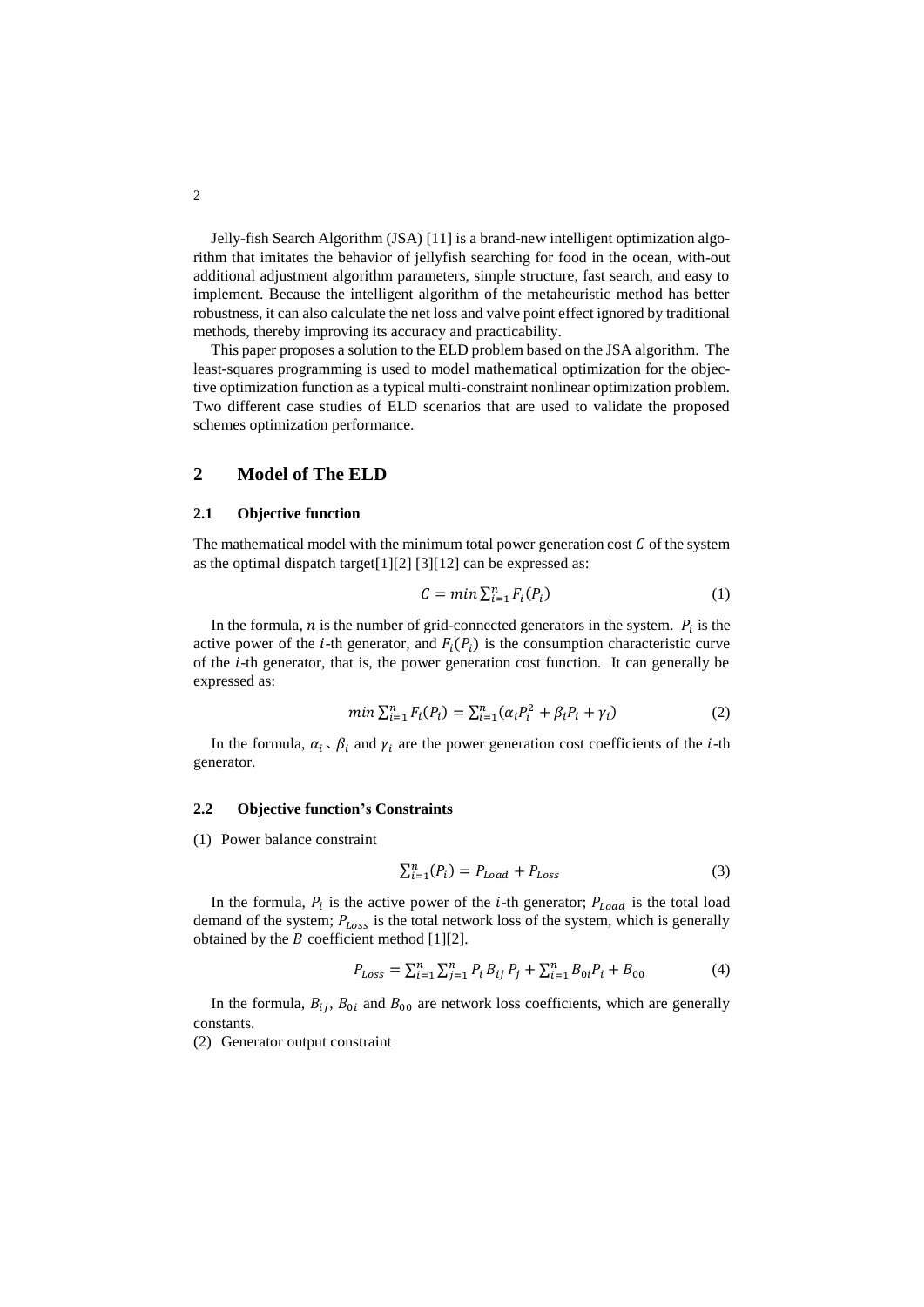Jelly-fish Search Algorithm (JSA) [11] is a brand-new intelligent optimization algorithm that imitates the behavior of jellyfish searching for food in the ocean, with-out additional adjustment algorithm parameters, simple structure, fast search, and easy to implement. Because the intelligent algorithm of the metaheuristic method has better robustness, it can also calculate the net loss and valve point effect ignored by traditional methods, thereby improving its accuracy and practicability.

This paper proposes a solution to the ELD problem based on the JSA algorithm. The least-squares programming is used to model mathematical optimization for the objective optimization function as a typical multi-constraint nonlinear optimization problem. Two different case studies of ELD scenarios that are used to validate the proposed schemes optimization performance.

## 2 Model of The ELD

### 2.1 Objective function

The mathematical model with the minimum total power generation cost $C$ of the system as the optimal dispatch target[1][2] [3][12] can be expressed as:

$$C = min \sum_{i=1}^{n} F_i(P_i) \tag{1}$$

In the formula, $n$ is the number of grid-connected generators in the system. $P_i$ is the active power of the $i$-th generator, and $F_i(P_i)$ is the consumption characteristic curve of the $i$-th generator, that is, the power generation cost function. It can generally be expressed as:

$$min \sum_{i=1}^{n} F_i(P_i) = \sum_{i=1}^{n} (\alpha_i P_i^2 + \beta_i P_i + \gamma_i) \tag{2}$$

In the formula, $\alpha_i$ 、$\beta_i$ and $\gamma_i$ are the power generation cost coefficients of the $i$-th generator.

### 2.2 Objective function's Constraints

(1) Power balance constraint

$$\sum_{i=1}^{n} (P_i) = P_{Load} + P_{Loss} \tag{3}$$

In the formula, $P_i$ is the active power of the $i$-th generator; $P_{Load}$ is the total load demand of the system; $P_{Loss}$ is the total network loss of the system, which is generally obtained by the $B$ coefficient method [1][2].

$$P_{Loss} = \sum_{i=1}^{n} \sum_{j=1}^{n} P_i B_{ij} P_j + \sum_{i=1}^{n} B_{0i} P_i + B_{00} \tag{4}$$

In the formula, $B_{ij}$, $B_{0i}$ and $B_{00}$ are network loss coefficients, which are generally constants.

(2) Generator output constraint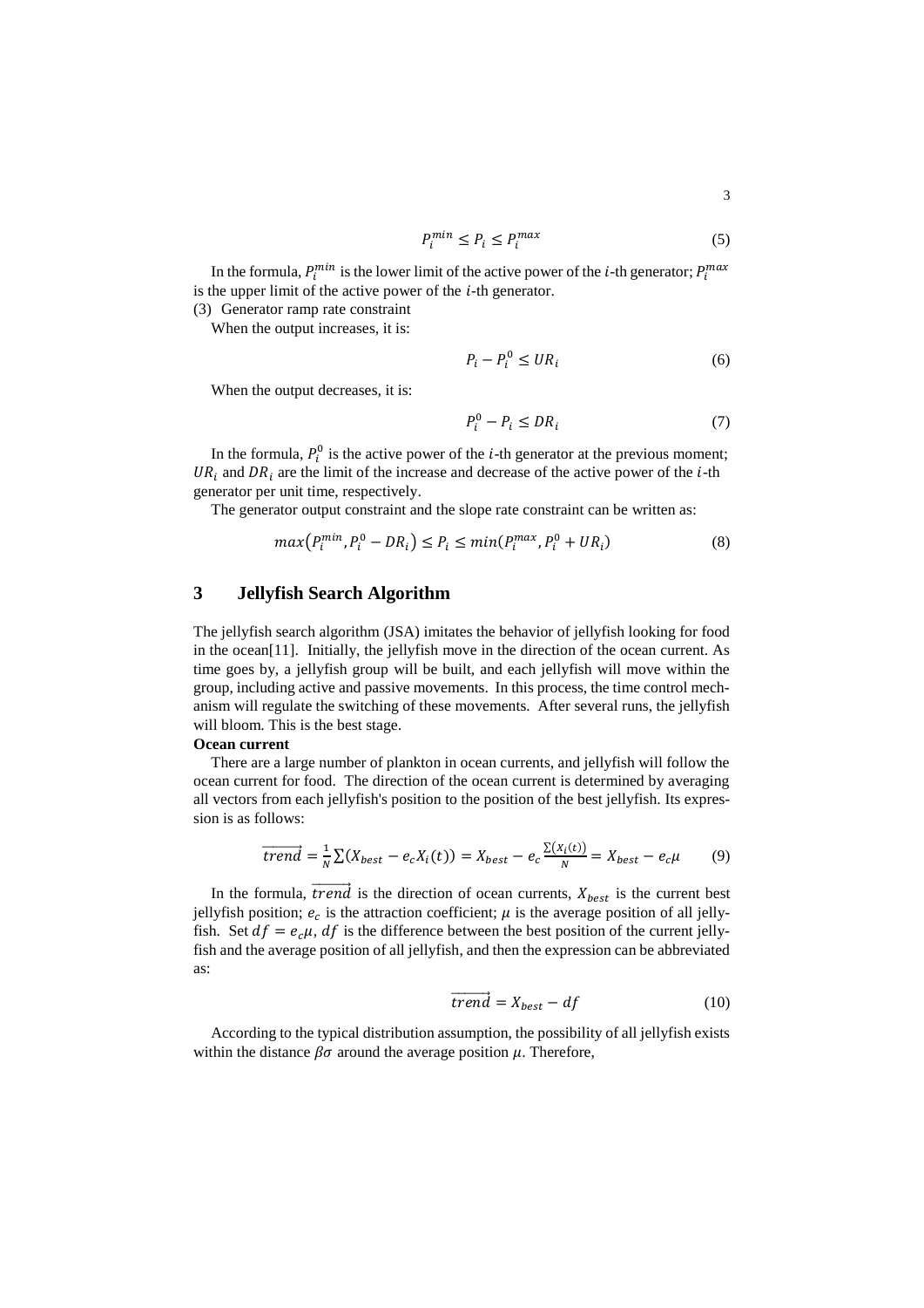$$P_i^{min} \leq P_i \leq P_i^{max} \tag{5}$$

In the formula, $P_i^{min}$ is the lower limit of the active power of the $i$-th generator; $P_i^{max}$ is the upper limit of the active power of the $i$-th generator.

(3) Generator ramp rate constraint

When the output increases, it is:

$$P_i - P_i^0 \leq UR_i \tag{6}$$

When the output decreases, it is:

$$P_i^0 - P_i \leq DR_i \tag{7}$$

In the formula, $P_i^0$ is the active power of the $i$-th generator at the previous moment; $UR_i$ and $DR_i$ are the limit of the increase and decrease of the active power of the $i$-th generator per unit time, respectively.

The generator output constraint and the slope rate constraint can be written as:

$$max\left(P_i^{min}, P_i^0 - DR_i\right) \leq P_i \leq min(P_i^{max}, P_i^0 + UR_i) \tag{8}$$

## 3 Jellyfish Search Algorithm

The jellyfish search algorithm (JSA) imitates the behavior of jellyfish looking for food in the ocean[11]. Initially, the jellyfish move in the direction of the ocean current. As time goes by, a jellyfish group will be built, and each jellyfish will move within the group, including active and passive movements. In this process, the time control mechanism will regulate the switching of these movements. After several runs, the jellyfish will bloom. This is the best stage.

**Ocean current**

There are a large number of plankton in ocean currents, and jellyfish will follow the ocean current for food. The direction of the ocean current is determined by averaging all vectors from each jellyfish's position to the position of the best jellyfish. Its expression is as follows:

$$\overrightarrow{trend} = \frac{1}{N}\sum(X_{best} - e_c X_i(t)) = X_{best} - e_c \frac{\sum(X_i(t))}{N} = X_{best} - e_c\mu \tag{9}$$

In the formula, $\overrightarrow{trend}$ is the direction of ocean currents, $X_{best}$ is the current best jellyfish position; $e_c$ is the attraction coefficient; $\mu$ is the average position of all jellyfish. Set $df = e_c\mu$, $df$ is the difference between the best position of the current jellyfish and the average position of all jellyfish, and then the expression can be abbreviated as:

$$\overrightarrow{trend} = X_{best} - df \tag{10}$$

According to the typical distribution assumption, the possibility of all jellyfish exists within the distance $\beta\sigma$ around the average position $\mu$. Therefore,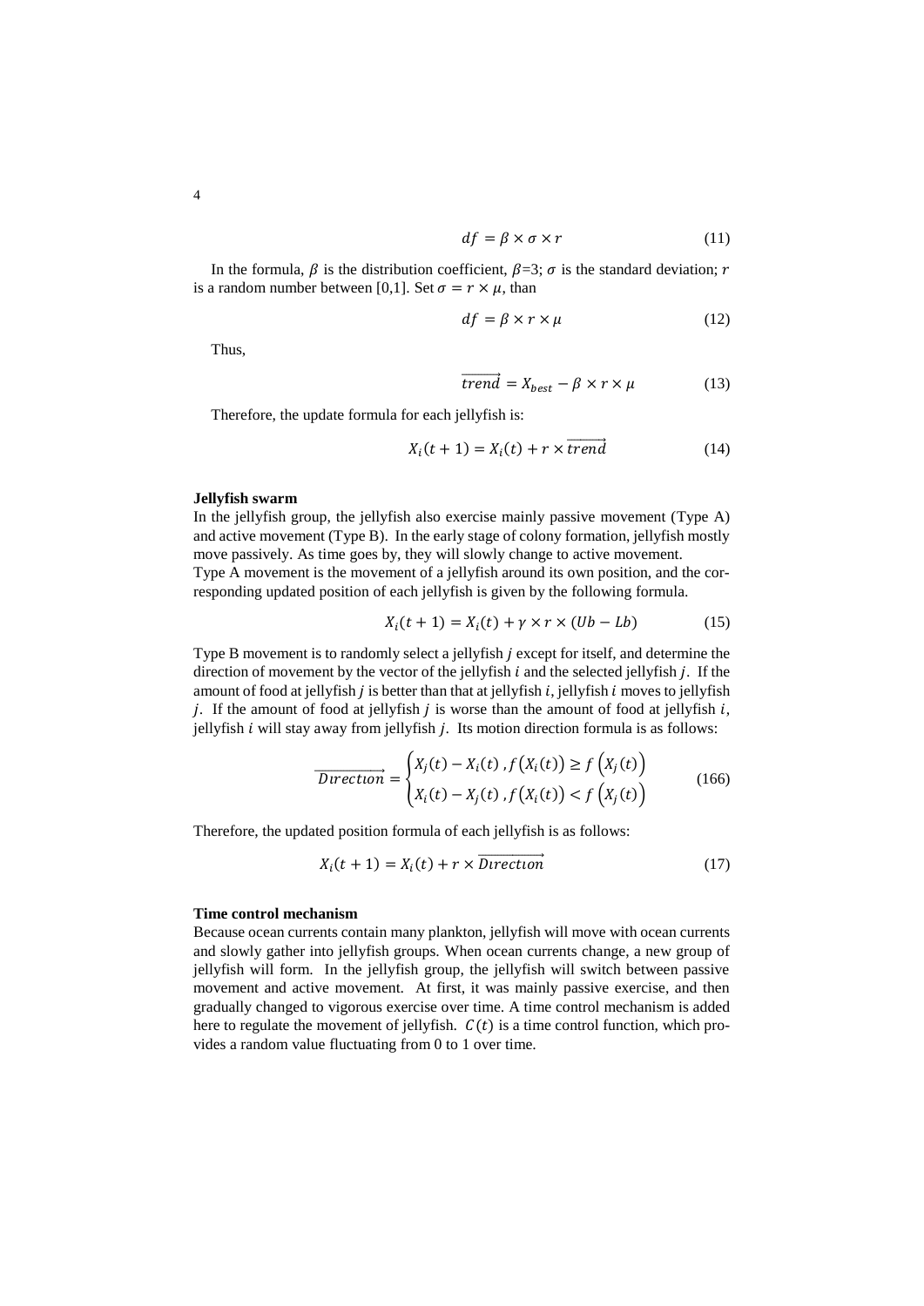$$df = \beta \times \sigma \times r \tag{11}$$

In the formula, $\beta$ is the distribution coefficient, $\beta$=3; $\sigma$ is the standard deviation; $r$ is a random number between [0,1]. Set $\sigma = r \times \mu$, than

$$df = \beta \times r \times \mu \tag{12}$$

Thus,

$$\overrightarrow{trend} = X_{best} - \beta \times r \times \mu \tag{13}$$

Therefore, the update formula for each jellyfish is:

$$X_i(t+1) = X_i(t) + r \times \overrightarrow{trend} \tag{14}$$

**Jellyfish swarm**

In the jellyfish group, the jellyfish also exercise mainly passive movement (Type A) and active movement (Type B). In the early stage of colony formation, jellyfish mostly move passively. As time goes by, they will slowly change to active movement.

Type A movement is the movement of a jellyfish around its own position, and the corresponding updated position of each jellyfish is given by the following formula.

$$X_i(t+1) = X_i(t) + \gamma \times r \times (Ub - Lb) \tag{15}$$

Type B movement is to randomly select a jellyfish $j$ except for itself, and determine the direction of movement by the vector of the jellyfish $i$ and the selected jellyfish $j$. If the amount of food at jellyfish $j$ is better than that at jellyfish $i$, jellyfish $i$ moves to jellyfish $j$. If the amount of food at jellyfish $j$ is worse than the amount of food at jellyfish $i$, jellyfish $i$ will stay away from jellyfish $j$. Its motion direction formula is as follows:

$$\overrightarrow{Direction} = \begin{cases} X_j(t) - X_i(t), f\left(X_i(t)\right) \geq f\left(X_j(t)\right) \\ X_i(t) - X_j(t), f\left(X_i(t)\right) < f\left(X_j(t)\right) \end{cases} \tag{166}$$

Therefore, the updated position formula of each jellyfish is as follows:

$$X_i(t+1) = X_i(t) + r \times \overrightarrow{Direction} \tag{17}$$

**Time control mechanism**

Because ocean currents contain many plankton, jellyfish will move with ocean currents and slowly gather into jellyfish groups. When ocean currents change, a new group of jellyfish will form. In the jellyfish group, the jellyfish will switch between passive movement and active movement. At first, it was mainly passive exercise, and then gradually changed to vigorous exercise over time. A time control mechanism is added here to regulate the movement of jellyfish. $C(t)$ is a time control function, which provides a random value fluctuating from 0 to 1 over time.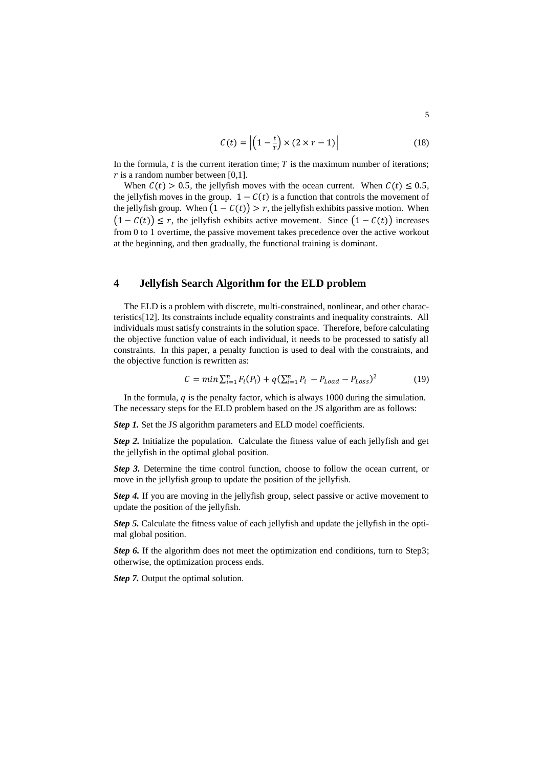$$C(t) = \left|\left(1 - \frac{t}{T}\right) \times (2 \times r - 1)\right| \tag{18}$$

In the formula, $t$ is the current iteration time; $T$ is the maximum number of iterations; $r$ is a random number between [0,1].

When $C(t) > 0.5$, the jellyfish moves with the ocean current. When $C(t) \leq 0.5$, the jellyfish moves in the group. $1 - C(t)$ is a function that controls the movement of the jellyfish group. When $\left(1 - C(t)\right) > r$, the jellyfish exhibits passive motion. When $\left(1 - C(t)\right) \leq r$, the jellyfish exhibits active movement. Since $\left(1 - C(t)\right)$ increases from 0 to 1 overtime, the passive movement takes precedence over the active workout at the beginning, and then gradually, the functional training is dominant.

## 4 Jellyfish Search Algorithm for the ELD problem

The ELD is a problem with discrete, multi-constrained, nonlinear, and other characteristics[12]. Its constraints include equality constraints and inequality constraints. All individuals must satisfy constraints in the solution space. Therefore, before calculating the objective function value of each individual, it needs to be processed to satisfy all constraints. In this paper, a penalty function is used to deal with the constraints, and the objective function is rewritten as:

$$C = min \sum_{i=1}^{n} F_i(P_i) + q\left(\sum_{i=1}^{n} P_i - P_{Load} - P_{Loss}\right)^2 \tag{19}$$

In the formula, $q$ is the penalty factor, which is always 1000 during the simulation. The necessary steps for the ELD problem based on the JS algorithm are as follows:

***Step 1.*** Set the JS algorithm parameters and ELD model coefficients.

***Step 2.*** Initialize the population. Calculate the fitness value of each jellyfish and get the jellyfish in the optimal global position.

***Step 3.*** Determine the time control function, choose to follow the ocean current, or move in the jellyfish group to update the position of the jellyfish.

***Step 4.*** If you are moving in the jellyfish group, select passive or active movement to update the position of the jellyfish.

***Step 5.*** Calculate the fitness value of each jellyfish and update the jellyfish in the optimal global position.

***Step 6.*** If the algorithm does not meet the optimization end conditions, turn to Step3; otherwise, the optimization process ends.

***Step 7.*** Output the optimal solution.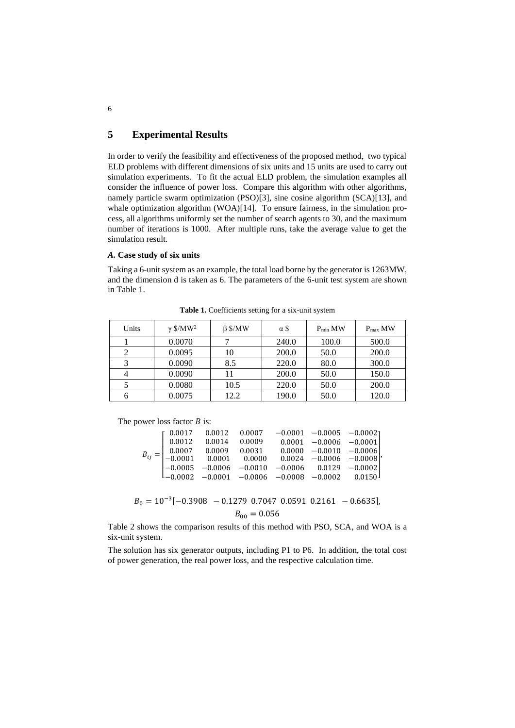## 5 Experimental Results

In order to verify the feasibility and effectiveness of the proposed method, two typical ELD problems with different dimensions of six units and 15 units are used to carry out simulation experiments. To fit the actual ELD problem, the simulation examples all consider the influence of power loss. Compare this algorithm with other algorithms, namely particle swarm optimization (PSO)[3], sine cosine algorithm (SCA)[13], and whale optimization algorithm (WOA)[14]. To ensure fairness, in the simulation process, all algorithms uniformly set the number of search agents to 30, and the maximum number of iterations is 1000. After multiple runs, take the average value to get the simulation result.

### *A.* Case study of six units

Taking a 6-unit system as an example, the total load borne by the generator is 1263MW, and the dimension d is taken as 6. The parameters of the 6-unit test system are shown in Table 1.

**Table 1.** Coefficients setting for a six-unit system

| Units | $\gamma$ \$/MW$^2$ | $\beta$ \$/MW | $\alpha$ \$ | $P_{min}$ MW | $P_{max}$ MW |
|---|---|---|---|---|---|
| 1 | 0.0070 | 7 | 240.0 | 100.0 | 500.0 |
| 2 | 0.0095 | 10 | 200.0 | 50.0 | 200.0 |
| 3 | 0.0090 | 8.5 | 220.0 | 80.0 | 300.0 |
| 4 | 0.0090 | 11 | 200.0 | 50.0 | 150.0 |
| 5 | 0.0080 | 10.5 | 220.0 | 50.0 | 200.0 |
| 6 | 0.0075 | 12.2 | 190.0 | 50.0 | 120.0 |

The power loss factor $B$ is:

$$B_{ij} = \begin{bmatrix} 0.0017 & 0.0012 & 0.0007 & -0.0001 & -0.0005 & -0.0002 \\ 0.0012 & 0.0014 & 0.0009 & 0.0001 & -0.0006 & -0.0001 \\ 0.0007 & 0.0009 & 0.0031 & 0.0000 & -0.0010 & -0.0006 \\ -0.0001 & 0.0001 & 0.0000 & 0.0024 & -0.0006 & -0.0008 \\ -0.0005 & -0.0006 & -0.0010 & -0.0006 & 0.0129 & -0.0002 \\ -0.0002 & -0.0001 & -0.0006 & -0.0008 & -0.0002 & 0.0150 \end{bmatrix},$$

$$B_0 = 10^{-3}[-0.3908 \ \ -0.1279 \ \ 0.7047 \ \ 0.0591 \ \ 0.2161 \ \ -0.6635],$$

$$B_{00} = 0.056$$

Table 2 shows the comparison results of this method with PSO, SCA, and WOA is a six-unit system.

The solution has six generator outputs, including P1 to P6. In addition, the total cost of power generation, the real power loss, and the respective calculation time.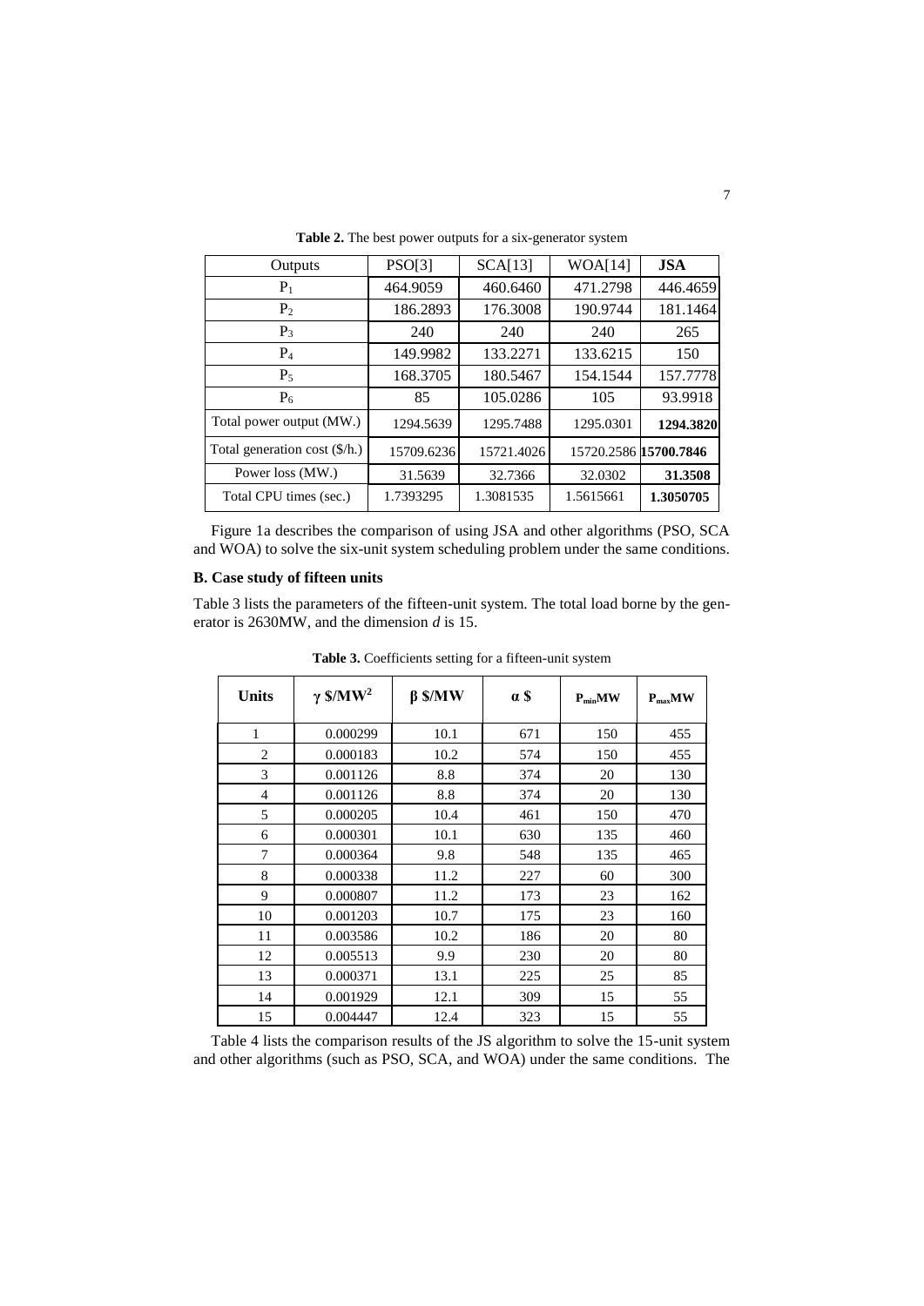**Table 2.** The best power outputs for a six-generator system

| Outputs | PSO[3] | SCA[13] | WOA[14] | **JSA** |
|---|---|---|---|---|
| $P_1$ | 464.9059 | 460.6460 | 471.2798 | 446.4659 |
| $P_2$ | 186.2893 | 176.3008 | 190.9744 | 181.1464 |
| $P_3$ | 240 | 240 | 240 | 265 |
| $P_4$ | 149.9982 | 133.2271 | 133.6215 | 150 |
| $P_5$ | 168.3705 | 180.5467 | 154.1544 | 157.7778 |
| $P_6$ | 85 | 105.0286 | 105 | 93.9918 |
| Total power output (MW.) | 1294.5639 | 1295.7488 | 1295.0301 | **1294.3820** |
| Total generation cost ($/h.) | 15709.6236 | 15721.4026 | 15720.2586 | **15700.7846** |
| Power loss (MW.) | 31.5639 | 32.7366 | 32.0302 | **31.3508** |
| Total CPU times (sec.) | 1.7393295 | 1.3081535 | 1.5615661 | **1.3050705** |

Figure 1a describes the comparison of using JSA and other algorithms (PSO, SCA and WOA) to solve the six-unit system scheduling problem under the same conditions.

### B. Case study of fifteen units

Table 3 lists the parameters of the fifteen-unit system. The total load borne by the generator is 2630MW, and the dimension *d* is 15.

**Table 3.** Coefficients setting for a fifteen-unit system

| Units | $\gamma$ $/MW$^2$ | $\beta$ $/MW | $\alpha$ $ | $P_{min}$MW | $P_{max}$MW |
|---|---|---|---|---|---|
| 1 | 0.000299 | 10.1 | 671 | 150 | 455 |
| 2 | 0.000183 | 10.2 | 574 | 150 | 455 |
| 3 | 0.001126 | 8.8 | 374 | 20 | 130 |
| 4 | 0.001126 | 8.8 | 374 | 20 | 130 |
| 5 | 0.000205 | 10.4 | 461 | 150 | 470 |
| 6 | 0.000301 | 10.1 | 630 | 135 | 460 |
| 7 | 0.000364 | 9.8 | 548 | 135 | 465 |
| 8 | 0.000338 | 11.2 | 227 | 60 | 300 |
| 9 | 0.000807 | 11.2 | 173 | 23 | 162 |
| 10 | 0.001203 | 10.7 | 175 | 23 | 160 |
| 11 | 0.003586 | 10.2 | 186 | 20 | 80 |
| 12 | 0.005513 | 9.9 | 230 | 20 | 80 |
| 13 | 0.000371 | 13.1 | 225 | 25 | 85 |
| 14 | 0.001929 | 12.1 | 309 | 15 | 55 |
| 15 | 0.004447 | 12.4 | 323 | 15 | 55 |

Table 4 lists the comparison results of the JS algorithm to solve the 15-unit system and other algorithms (such as PSO, SCA, and WOA) under the same conditions. The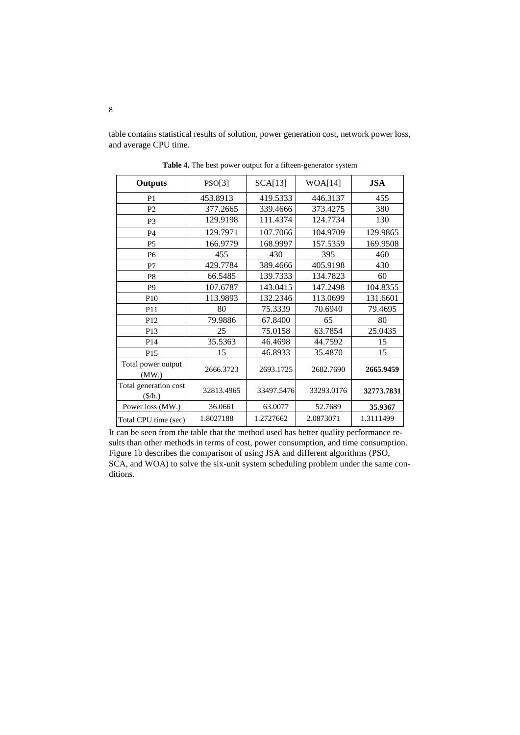table contains statistical results of solution, power generation cost, network power loss, and average CPU time.

**Table 4.** The best power output for a fifteen-generator system

| Outputs | PSO[3] | SCA[13] | WOA[14] | JSA |
|---|---|---|---|---|
| P1 | 453.8913 | 419.5333 | 446.3137 | 455 |
| P2 | 377.2665 | 339.4666 | 373.4275 | 380 |
| P3 | 129.9198 | 111.4374 | 124.7734 | 130 |
| P4 | 129.7971 | 107.7066 | 104.9709 | 129.9865 |
| P5 | 166.9779 | 168.9997 | 157.5359 | 169.9508 |
| P6 | 455 | 430 | 395 | 460 |
| P7 | 429.7784 | 389.4666 | 405.9198 | 430 |
| P8 | 66.5485 | 139.7333 | 134.7823 | 60 |
| P9 | 107.6787 | 143.0415 | 147.2498 | 104.8355 |
| P10 | 113.9893 | 132.2346 | 113.0699 | 131.6601 |
| P11 | 80 | 75.3339 | 70.6940 | 79.4695 |
| P12 | 79.9886 | 67.8400 | 65 | 80 |
| P13 | 25 | 75.0158 | 63.7854 | 25.0435 |
| P14 | 35.5363 | 46.4698 | 44.7592 | 15 |
| P15 | 15 | 46.8933 | 35.4870 | 15 |
| Total power output (MW.) | 2666.3723 | 2693.1725 | 2682.7690 | **2665.9459** |
| Total generation cost ($/h.) | 32813.4965 | 33497.5476 | 33293.0176 | **32773.7831** |
| Power loss (MW.) | 36.0661 | 63.0077 | 52.7689 | **35.9367** |
| Total CPU time (sec) | 1.8027188 | 1.2727662 | 2.0873071 | 1.3111499 |

It can be seen from the table that the method used has better quality performance results than other methods in terms of cost, power consumption, and time consumption. Figure 1b describes the comparison of using JSA and different algorithms (PSO, SCA, and WOA) to solve the six-unit system scheduling problem under the same conditions.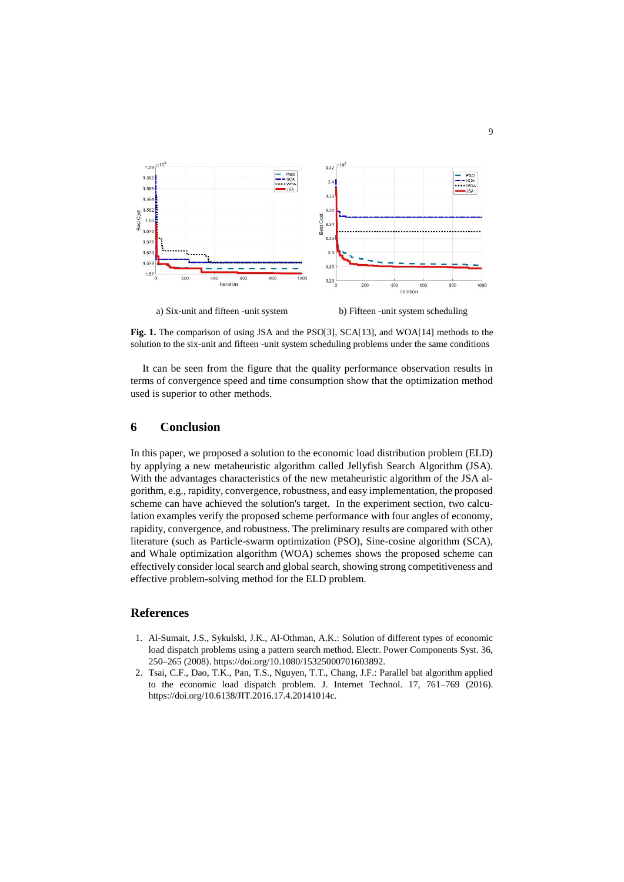a) Six-unit and fifteen -unit system

b) Fifteen -unit system scheduling

**Fig. 1.** The comparison of using JSA and the PSO[3], SCA[13], and WOA[14] methods to the solution to the six-unit and fifteen -unit system scheduling problems under the same conditions

It can be seen from the figure that the quality performance observation results in terms of convergence speed and time consumption show that the optimization method used is superior to other methods.

## 6 Conclusion

In this paper, we proposed a solution to the economic load distribution problem (ELD) by applying a new metaheuristic algorithm called Jellyfish Search Algorithm (JSA). With the advantages characteristics of the new metaheuristic algorithm of the JSA algorithm, e.g., rapidity, convergence, robustness, and easy implementation, the proposed scheme can have achieved the solution's target. In the experiment section, two calculation examples verify the proposed scheme performance with four angles of economy, rapidity, convergence, and robustness. The preliminary results are compared with other literature (such as Particle-swarm optimization (PSO), Sine-cosine algorithm (SCA), and Whale optimization algorithm (WOA) schemes shows the proposed scheme can effectively consider local search and global search, showing strong competitiveness and effective problem-solving method for the ELD problem.

## References

1. Al-Sumait, J.S., Sykulski, J.K., Al-Othman, A.K.: Solution of different types of economic load dispatch problems using a pattern search method. Electr. Power Components Syst. 36, 250–265 (2008). https://doi.org/10.1080/15325000701603892.
2. Tsai, C.F., Dao, T.K., Pan, T.S., Nguyen, T.T., Chang, J.F.: Parallel bat algorithm applied to the economic load dispatch problem. J. Internet Technol. 17, 761–769 (2016). https://doi.org/10.6138/JIT.2016.17.4.20141014c.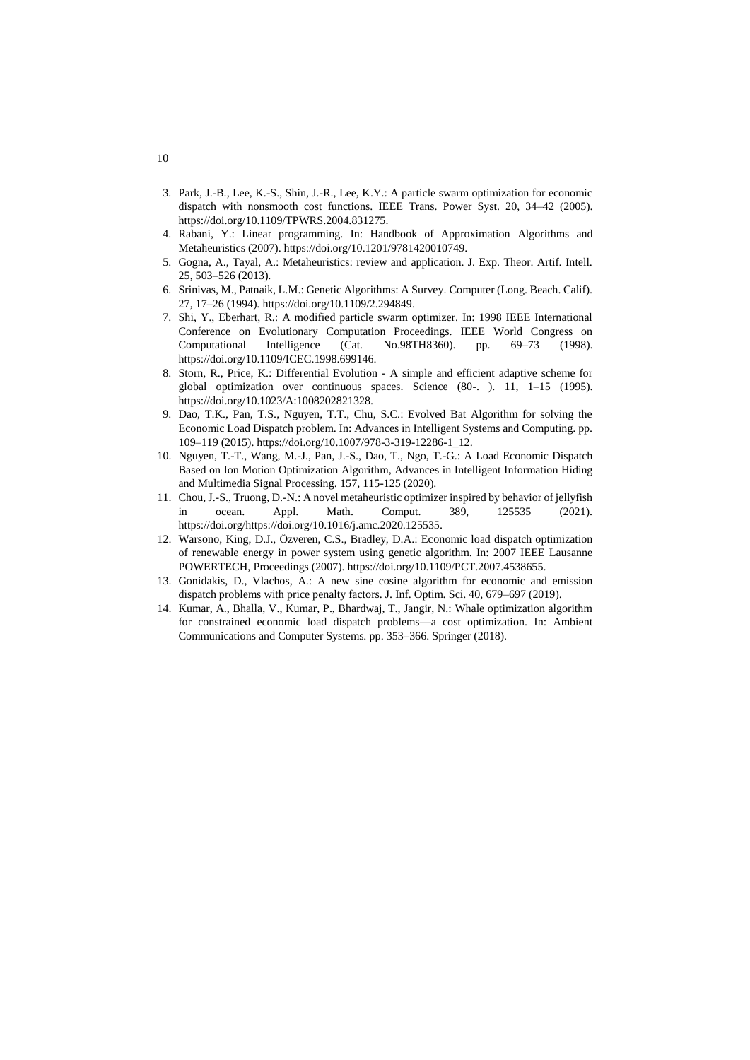3. Park, J.-B., Lee, K.-S., Shin, J.-R., Lee, K.Y.: A particle swarm optimization for economic dispatch with nonsmooth cost functions. IEEE Trans. Power Syst. 20, 34–42 (2005). https://doi.org/10.1109/TPWRS.2004.831275.
4. Rabani, Y.: Linear programming. In: Handbook of Approximation Algorithms and Metaheuristics (2007). https://doi.org/10.1201/9781420010749.
5. Gogna, A., Tayal, A.: Metaheuristics: review and application. J. Exp. Theor. Artif. Intell. 25, 503–526 (2013).
6. Srinivas, M., Patnaik, L.M.: Genetic Algorithms: A Survey. Computer (Long. Beach. Calif). 27, 17–26 (1994). https://doi.org/10.1109/2.294849.
7. Shi, Y., Eberhart, R.: A modified particle swarm optimizer. In: 1998 IEEE International Conference on Evolutionary Computation Proceedings. IEEE World Congress on Computational Intelligence (Cat. No.98TH8360). pp. 69–73 (1998). https://doi.org/10.1109/ICEC.1998.699146.
8. Storn, R., Price, K.: Differential Evolution - A simple and efficient adaptive scheme for global optimization over continuous spaces. Science (80-. ). 11, 1–15 (1995). https://doi.org/10.1023/A:1008202821328.
9. Dao, T.K., Pan, T.S., Nguyen, T.T., Chu, S.C.: Evolved Bat Algorithm for solving the Economic Load Dispatch problem. In: Advances in Intelligent Systems and Computing. pp. 109–119 (2015). https://doi.org/10.1007/978-3-319-12286-1_12.
10. Nguyen, T.-T., Wang, M.-J., Pan, J.-S., Dao, T., Ngo, T.-G.: A Load Economic Dispatch Based on Ion Motion Optimization Algorithm, Advances in Intelligent Information Hiding and Multimedia Signal Processing. 157, 115-125 (2020).
11. Chou, J.-S., Truong, D.-N.: A novel metaheuristic optimizer inspired by behavior of jellyfish in ocean. Appl. Math. Comput. 389, 125535 (2021). https://doi.org/https://doi.org/10.1016/j.amc.2020.125535.
12. Warsono, King, D.J., Özveren, C.S., Bradley, D.A.: Economic load dispatch optimization of renewable energy in power system using genetic algorithm. In: 2007 IEEE Lausanne POWERTECH, Proceedings (2007). https://doi.org/10.1109/PCT.2007.4538655.
13. Gonidakis, D., Vlachos, A.: A new sine cosine algorithm for economic and emission dispatch problems with price penalty factors. J. Inf. Optim. Sci. 40, 679–697 (2019).
14. Kumar, A., Bhalla, V., Kumar, P., Bhardwaj, T., Jangir, N.: Whale optimization algorithm for constrained economic load dispatch problems—a cost optimization. In: Ambient Communications and Computer Systems. pp. 353–366. Springer (2018).